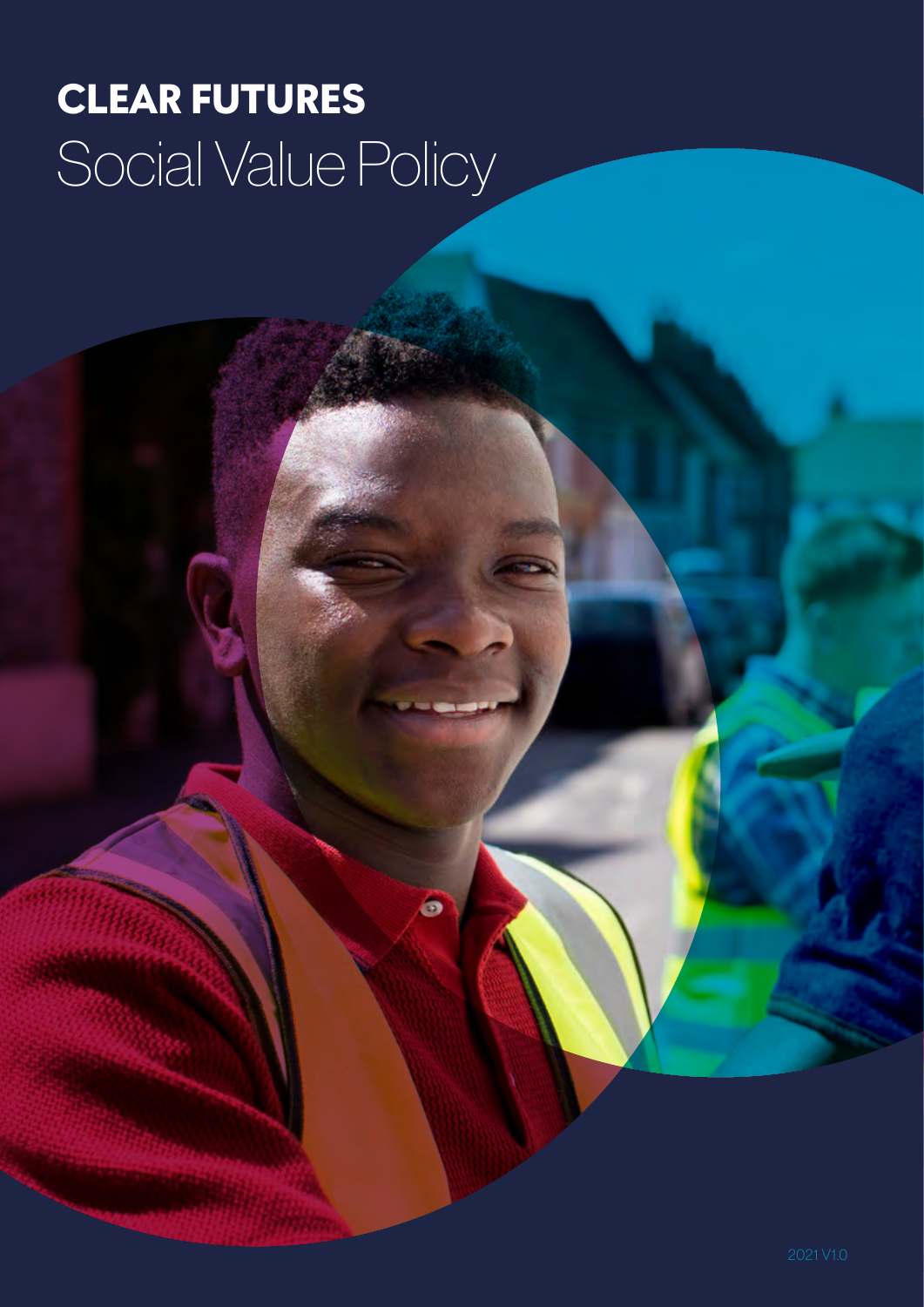# CLEAR FUTURES

## Social Value Policy

2021 V1.0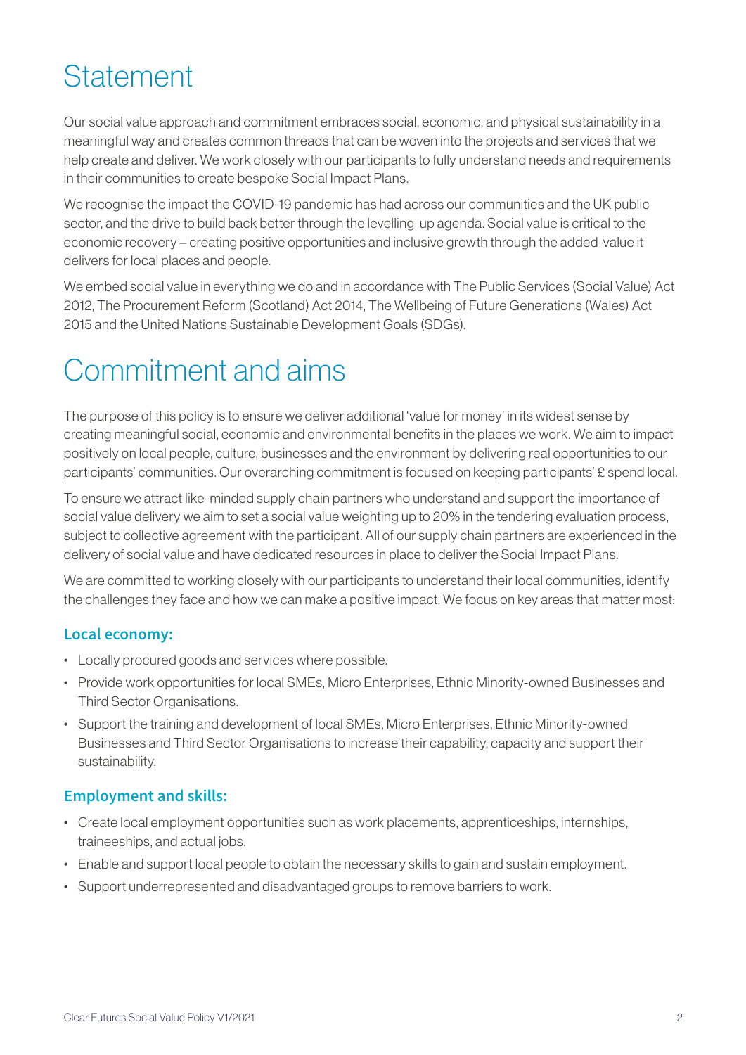# Statement

Our social value approach and commitment embraces social, economic, and physical sustainability in a meaningful way and creates common threads that can be woven into the projects and services that we help create and deliver. We work closely with our participants to fully understand needs and requirements in their communities to create bespoke Social Impact Plans.

We recognise the impact the COVID-19 pandemic has had across our communities and the UK public sector, and the drive to build back better through the levelling-up agenda. Social value is critical to the economic recovery – creating positive opportunities and inclusive growth through the added-value it delivers for local places and people.

We embed social value in everything we do and in accordance with The Public Services (Social Value) Act 2012, The Procurement Reform (Scotland) Act 2014, The Wellbeing of Future Generations (Wales) Act 2015 and the United Nations Sustainable Development Goals (SDGs).

# Commitment and aims

The purpose of this policy is to ensure we deliver additional 'value for money' in its widest sense by creating meaningful social, economic and environmental benefits in the places we work. We aim to impact positively on local people, culture, businesses and the environment by delivering real opportunities to our participants' communities. Our overarching commitment is focused on keeping participants' £ spend local.

To ensure we attract like-minded supply chain partners who understand and support the importance of social value delivery we aim to set a social value weighting up to 20% in the tendering evaluation process, subject to collective agreement with the participant. All of our supply chain partners are experienced in the delivery of social value and have dedicated resources in place to deliver the Social Impact Plans.

We are committed to working closely with our participants to understand their local communities, identify the challenges they face and how we can make a positive impact. We focus on key areas that matter most:

### Local economy:

- Locally procured goods and services where possible.
- Provide work opportunities for local SMEs, Micro Enterprises, Ethnic Minority-owned Businesses and Third Sector Organisations.
- Support the training and development of local SMEs, Micro Enterprises, Ethnic Minority-owned Businesses and Third Sector Organisations to increase their capability, capacity and support their sustainability.

### Employment and skills:

- Create local employment opportunities such as work placements, apprenticeships, internships, traineeships, and actual jobs.
- Enable and support local people to obtain the necessary skills to gain and sustain employment.
- Support underrepresented and disadvantaged groups to remove barriers to work.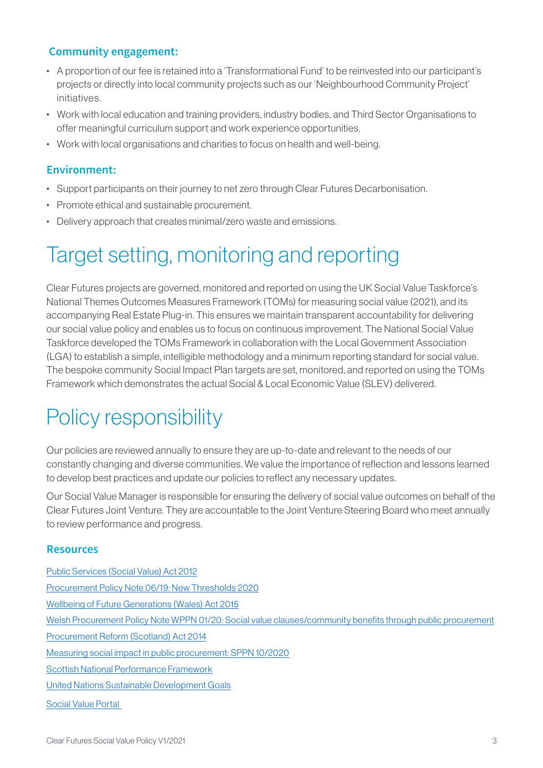### Community engagement:

- A proportion of our fee is retained into a 'Transformational Fund' to be reinvested into our participant's projects or directly into local community projects such as our 'Neighbourhood Community Project' initiatives.
- Work with local education and training providers, industry bodies, and Third Sector Organisations to offer meaningful curriculum support and work experience opportunities.
- Work with local organisations and charities to focus on health and well-being.

### Environment:

- Support participants on their journey to net zero through Clear Futures Decarbonisation.
- Promote ethical and sustainable procurement.
- Delivery approach that creates minimal/zero waste and emissions.

# Target setting, monitoring and reporting

Clear Futures projects are governed, monitored and reported on using the UK Social Value Taskforce's National Themes Outcomes Measures Framework (TOMs) for measuring social value (2021), and its accompanying Real Estate Plug-in. This ensures we maintain transparent accountability for delivering our social value policy and enables us to focus on continuous improvement. The National Social Value Taskforce developed the TOMs Framework in collaboration with the Local Government Association (LGA) to establish a simple, intelligible methodology and a minimum reporting standard for social value. The bespoke community Social Impact Plan targets are set, monitored, and reported on using the TOMs Framework which demonstrates the actual Social & Local Economic Value (SLEV) delivered.

# Policy responsibility

Our policies are reviewed annually to ensure they are up-to-date and relevant to the needs of our constantly changing and diverse communities. We value the importance of reflection and lessons learned to develop best practices and update our policies to reflect any necessary updates.

Our Social Value Manager is responsible for ensuring the delivery of social value outcomes on behalf of the Clear Futures Joint Venture. They are accountable to the Joint Venture Steering Board who meet annually to review performance and progress.

### Resources

Public Services (Social Value) Act 2012

Procurement Policy Note 06/19: New Thresholds 2020

Wellbeing of Future Generations (Wales) Act 2015

Welsh Procurement Policy Note WPPN 01/20: Social value clauses/community benefits through public procurement

Procurement Reform (Scotland) Act 2014

Measuring social impact in public procurement: SPPN 10/2020

Scottish National Performance Framework

United Nations Sustainable Development Goals

Social Value Portal